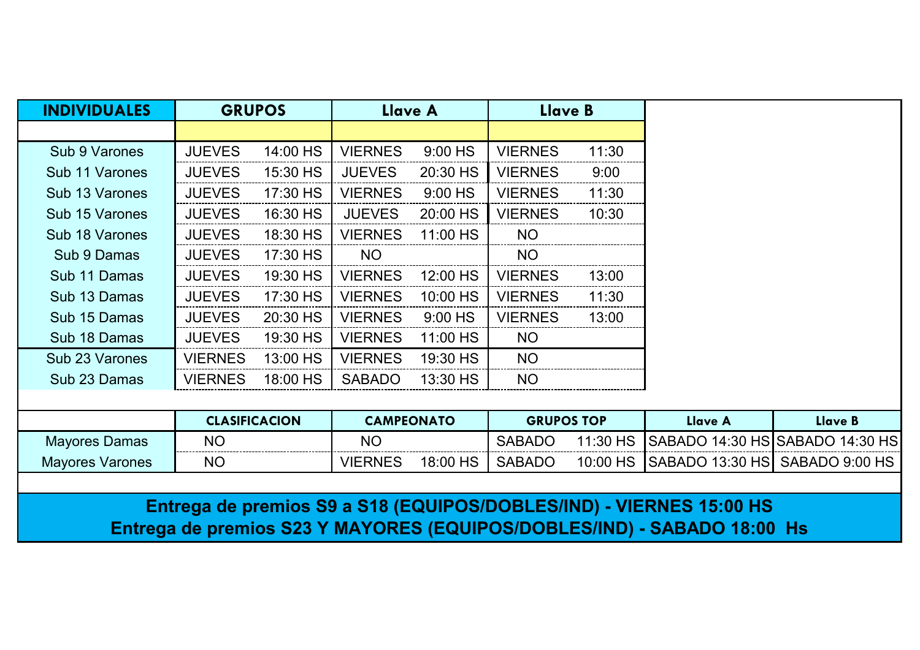| INDIVIDUALES | GRUPOS | | Llave A | | Llave B | |
|---|---|---|---|---|---|---|
| | | | | | | |
| Sub 9 Varones | JUEVES | 14:00 HS | VIERNES | 9:00 HS | VIERNES | 11:30 |
| Sub 11 Varones | JUEVES | 15:30 HS | JUEVES | 20:30 HS | VIERNES | 9:00 |
| Sub 13 Varones | JUEVES | 17:30 HS | VIERNES | 9:00 HS | VIERNES | 11:30 |
| Sub 15 Varones | JUEVES | 16:30 HS | JUEVES | 20:00 HS | VIERNES | 10:30 |
| Sub 18 Varones | JUEVES | 18:30 HS | VIERNES | 11:00 HS | NO | |
| Sub 9 Damas | JUEVES | 17:30 HS | NO | | NO | |
| Sub 11 Damas | JUEVES | 19:30 HS | VIERNES | 12:00 HS | VIERNES | 13:00 |
| Sub 13 Damas | JUEVES | 17:30 HS | VIERNES | 10:00 HS | VIERNES | 11:30 |
| Sub 15 Damas | JUEVES | 20:30 HS | VIERNES | 9:00 HS | VIERNES | 13:00 |
| Sub 18 Damas | JUEVES | 19:30 HS | VIERNES | 11:00 HS | NO | |
| Sub 23 Varones | VIERNES | 13:00 HS | VIERNES | 19:30 HS | NO | |
| Sub 23 Damas | VIERNES | 18:00 HS | SABADO | 13:30 HS | NO | |

| | CLASIFICACION | CAMPEONATO | | GRUPOS TOP | | Llave A | Llave B |
|---|---|---|---|---|---|---|---|
| Mayores Damas | NO | NO | | SABADO | 11:30 HS | SABADO 14:30 HS | SABADO 14:30 HS |
| Mayores Varones | NO | VIERNES | 18:00 HS | SABADO | 10:00 HS | SABADO 13:30 HS | SABADO 9:00 HS |

**Entrega de premios S9 a S18 (EQUIPOS/DOBLES/IND) - VIERNES 15:00 HS**

**Entrega de premios S23 Y MAYORES (EQUIPOS/DOBLES/IND) - SABADO 18:00 Hs**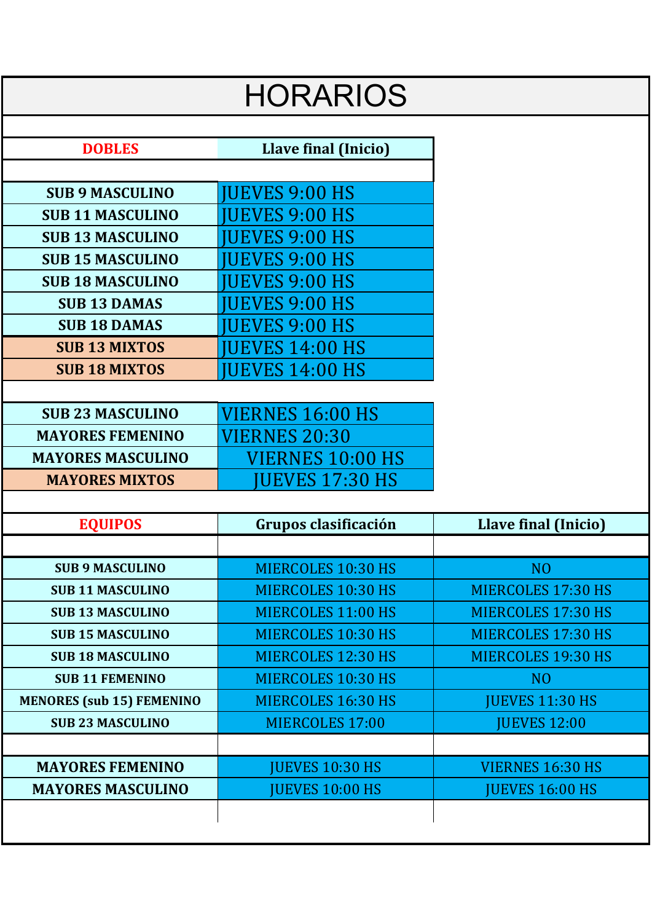# HORARIOS

| DOBLES | Llave final (Inicio) |
|---|---|
| SUB 9 MASCULINO | JUEVES 9:00 HS |
| SUB 11 MASCULINO | JUEVES 9:00 HS |
| SUB 13 MASCULINO | JUEVES 9:00 HS |
| SUB 15 MASCULINO | JUEVES 9:00 HS |
| SUB 18 MASCULINO | JUEVES 9:00 HS |
| SUB 13 DAMAS | JUEVES 9:00 HS |
| SUB 18 DAMAS | JUEVES 9:00 HS |
| SUB 13 MIXTOS | JUEVES 14:00 HS |
| SUB 18 MIXTOS | JUEVES 14:00 HS |
| | |
| SUB 23 MASCULINO | VIERNES 16:00 HS |
| MAYORES FEMENINO | VIERNES 20:30 |
| MAYORES MASCULINO | VIERNES 10:00 HS |
| MAYORES MIXTOS | JUEVES 17:30 HS |

| EQUIPOS | Grupos clasificación | Llave final (Inicio) |
|---|---|---|
| SUB 9 MASCULINO | MIERCOLES 10:30 HS | NO |
| SUB 11 MASCULINO | MIERCOLES 10:30 HS | MIERCOLES 17:30 HS |
| SUB 13 MASCULINO | MIERCOLES 11:00 HS | MIERCOLES 17:30 HS |
| SUB 15 MASCULINO | MIERCOLES 10:30 HS | MIERCOLES 17:30 HS |
| SUB 18 MASCULINO | MIERCOLES 12:30 HS | MIERCOLES 19:30 HS |
| SUB 11 FEMENINO | MIERCOLES 10:30 HS | NO |
| MENORES (sub 15) FEMENINO | MIERCOLES 16:30 HS | JUEVES 11:30 HS |
| SUB 23 MASCULINO | MIERCOLES 17:00 | JUEVES 12:00 |
| | | |
| MAYORES FEMENINO | JUEVES 10:30 HS | VIERNES 16:30 HS |
| MAYORES MASCULINO | JUEVES 10:00 HS | JUEVES 16:00 HS |